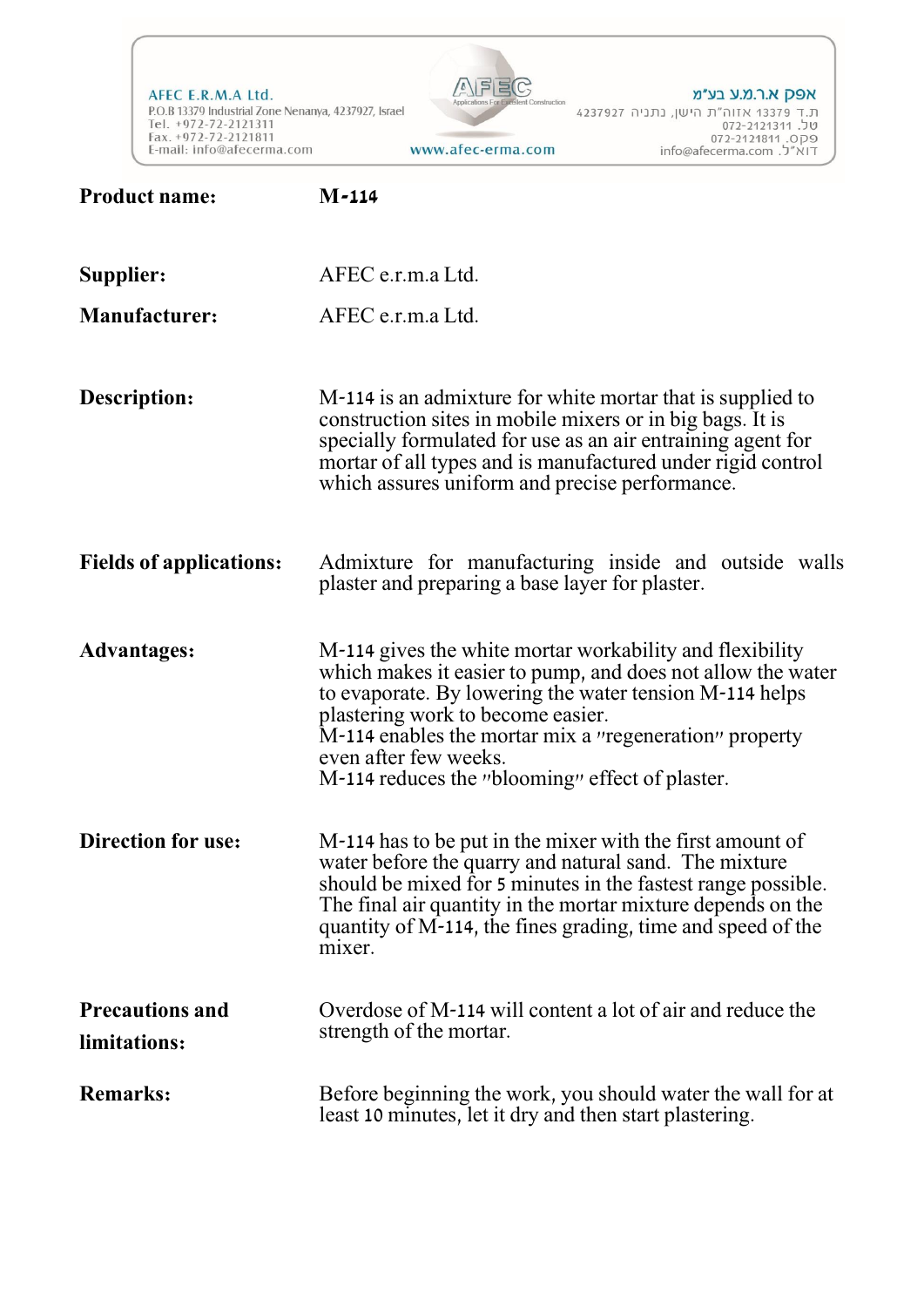**Product name:** M-114

**Supplier:** AFEC e.r.m.a Ltd.

**Manufacturer:** AFEC e.r.m.a Ltd.

**Description:** M-114 is an admixture for white mortar that is supplied to construction sites in mobile mixers or in big bags. It is specially formulated for use as an air entraining agent for mortar of all types and is manufactured under rigid control which assures uniform and precise performance.

**Fields of applications:** Admixture for manufacturing inside and outside walls plaster and preparing a base layer for plaster.

**Advantages:** M-114 gives the white mortar workability and flexibility which makes it easier to pump, and does not allow the water to evaporate. By lowering the water tension M-114 helps plastering work to become easier.
M-114 enables the mortar mix a "regeneration" property even after few weeks.
M-114 reduces the "blooming" effect of plaster.

**Direction for use:** M-114 has to be put in the mixer with the first amount of water before the quarry and natural sand. The mixture should be mixed for 5 minutes in the fastest range possible. The final air quantity in the mortar mixture depends on the quantity of M-114, the fines grading, time and speed of the mixer.

**Precautions and limitations:** Overdose of M-114 will content a lot of air and reduce the strength of the mortar.

**Remarks:** Before beginning the work, you should water the wall for at least 10 minutes, let it dry and then start plastering.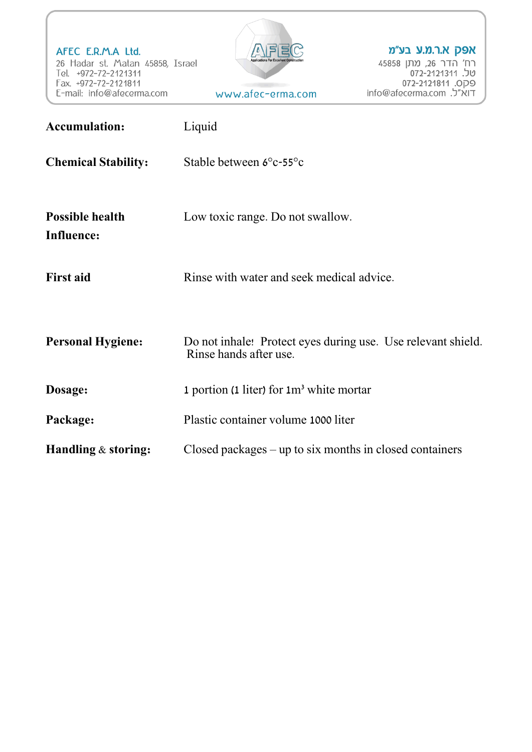| | |
|---|---|
| **Accumulation:** | Liquid |
| **Chemical Stability:** | Stable between 6°c-55°c |
| **Possible health Influence:** | Low toxic range. Do not swallow. |
| **First aid** | Rinse with water and seek medical advice. |
| **Personal Hygiene:** | Do not inhale! Protect eyes during use. Use relevant shield. Rinse hands after use. |
| **Dosage:** | 1 portion (1 liter) for 1m³ white mortar |
| **Package:** | Plastic container volume 1000 liter |
| **Handling & storing:** | Closed packages – up to six months in closed containers |